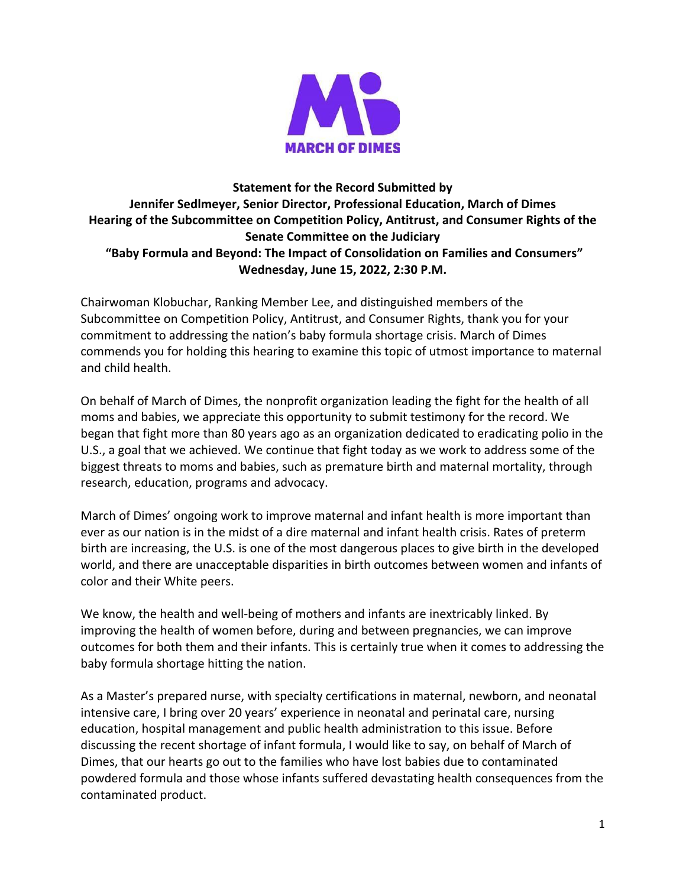MARCH OF DIMES

**Statement for the Record Submitted by**
**Jennifer Sedlmeyer, Senior Director, Professional Education, March of Dimes**
**Hearing of the Subcommittee on Competition Policy, Antitrust, and Consumer Rights of the Senate Committee on the Judiciary**
**"Baby Formula and Beyond: The Impact of Consolidation on Families and Consumers"**
**Wednesday, June 15, 2022, 2:30 P.M.**

Chairwoman Klobuchar, Ranking Member Lee, and distinguished members of the Subcommittee on Competition Policy, Antitrust, and Consumer Rights, thank you for your commitment to addressing the nation's baby formula shortage crisis. March of Dimes commends you for holding this hearing to examine this topic of utmost importance to maternal and child health.

On behalf of March of Dimes, the nonprofit organization leading the fight for the health of all moms and babies, we appreciate this opportunity to submit testimony for the record. We began that fight more than 80 years ago as an organization dedicated to eradicating polio in the U.S., a goal that we achieved. We continue that fight today as we work to address some of the biggest threats to moms and babies, such as premature birth and maternal mortality, through research, education, programs and advocacy.

March of Dimes' ongoing work to improve maternal and infant health is more important than ever as our nation is in the midst of a dire maternal and infant health crisis. Rates of preterm birth are increasing, the U.S. is one of the most dangerous places to give birth in the developed world, and there are unacceptable disparities in birth outcomes between women and infants of color and their White peers.

We know, the health and well-being of mothers and infants are inextricably linked. By improving the health of women before, during and between pregnancies, we can improve outcomes for both them and their infants. This is certainly true when it comes to addressing the baby formula shortage hitting the nation.

As a Master's prepared nurse, with specialty certifications in maternal, newborn, and neonatal intensive care, I bring over 20 years' experience in neonatal and perinatal care, nursing education, hospital management and public health administration to this issue. Before discussing the recent shortage of infant formula, I would like to say, on behalf of March of Dimes, that our hearts go out to the families who have lost babies due to contaminated powdered formula and those whose infants suffered devastating health consequences from the contaminated product.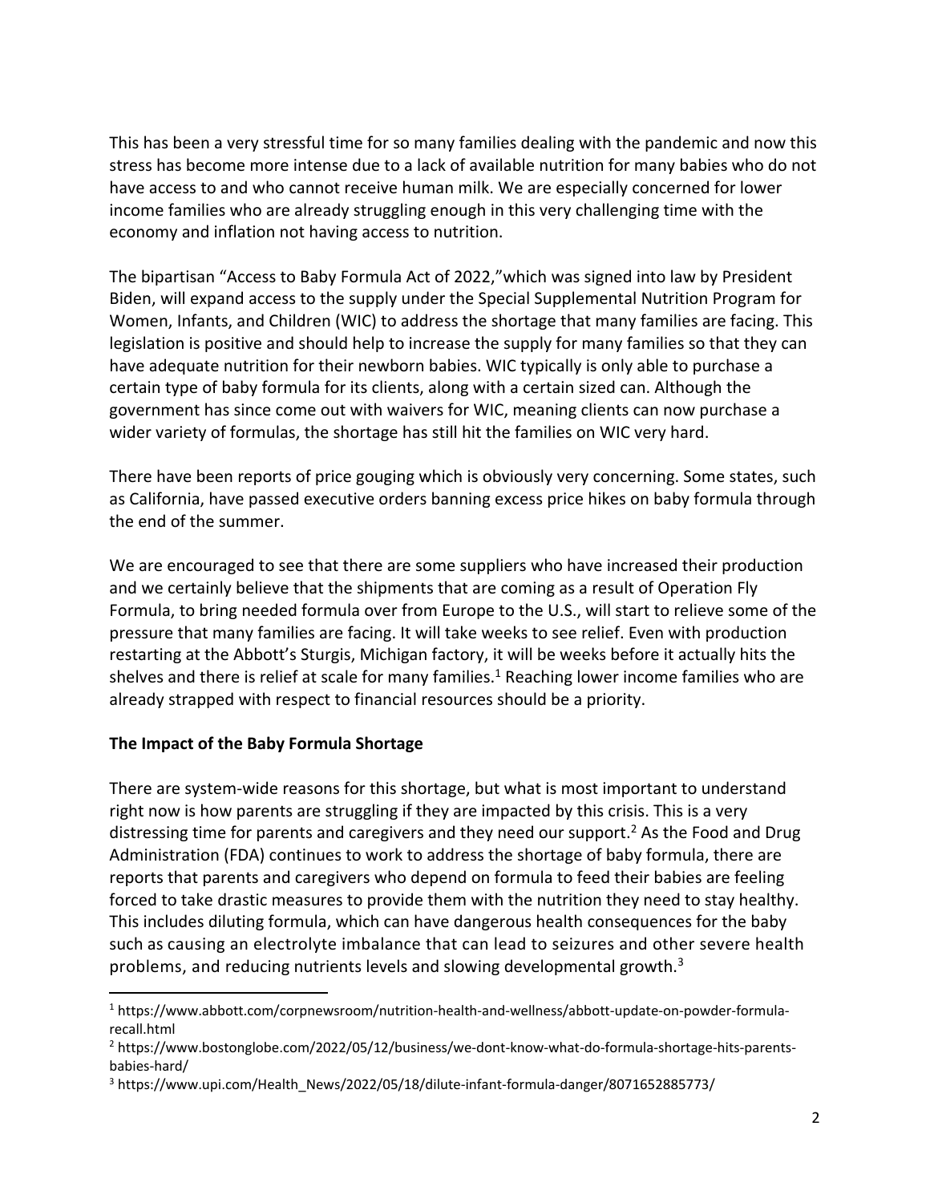This has been a very stressful time for so many families dealing with the pandemic and now this stress has become more intense due to a lack of available nutrition for many babies who do not have access to and who cannot receive human milk. We are especially concerned for lower income families who are already struggling enough in this very challenging time with the economy and inflation not having access to nutrition.

The bipartisan "Access to Baby Formula Act of 2022,"which was signed into law by President Biden, will expand access to the supply under the Special Supplemental Nutrition Program for Women, Infants, and Children (WIC) to address the shortage that many families are facing. This legislation is positive and should help to increase the supply for many families so that they can have adequate nutrition for their newborn babies. WIC typically is only able to purchase a certain type of baby formula for its clients, along with a certain sized can. Although the government has since come out with waivers for WIC, meaning clients can now purchase a wider variety of formulas, the shortage has still hit the families on WIC very hard.

There have been reports of price gouging which is obviously very concerning. Some states, such as California, have passed executive orders banning excess price hikes on baby formula through the end of the summer.

We are encouraged to see that there are some suppliers who have increased their production and we certainly believe that the shipments that are coming as a result of Operation Fly Formula, to bring needed formula over from Europe to the U.S., will start to relieve some of the pressure that many families are facing. It will take weeks to see relief. Even with production restarting at the Abbott's Sturgis, Michigan factory, it will be weeks before it actually hits the shelves and there is relief at scale for many families.[1] Reaching lower income families who are already strapped with respect to financial resources should be a priority.

**The Impact of the Baby Formula Shortage**

There are system-wide reasons for this shortage, but what is most important to understand right now is how parents are struggling if they are impacted by this crisis. This is a very distressing time for parents and caregivers and they need our support.[2] As the Food and Drug Administration (FDA) continues to work to address the shortage of baby formula, there are reports that parents and caregivers who depend on formula to feed their babies are feeling forced to take drastic measures to provide them with the nutrition they need to stay healthy. This includes diluting formula, which can have dangerous health consequences for the baby such as causing an electrolyte imbalance that can lead to seizures and other severe health problems, and reducing nutrients levels and slowing developmental growth.[3]

---

[1] https://www.abbott.com/corpnewsroom/nutrition-health-and-wellness/abbott-update-on-powder-formula-recall.html

[2] https://www.bostonglobe.com/2022/05/12/business/we-dont-know-what-do-formula-shortage-hits-parents-babies-hard/

[3] https://www.upi.com/Health_News/2022/05/18/dilute-infant-formula-danger/8071652885773/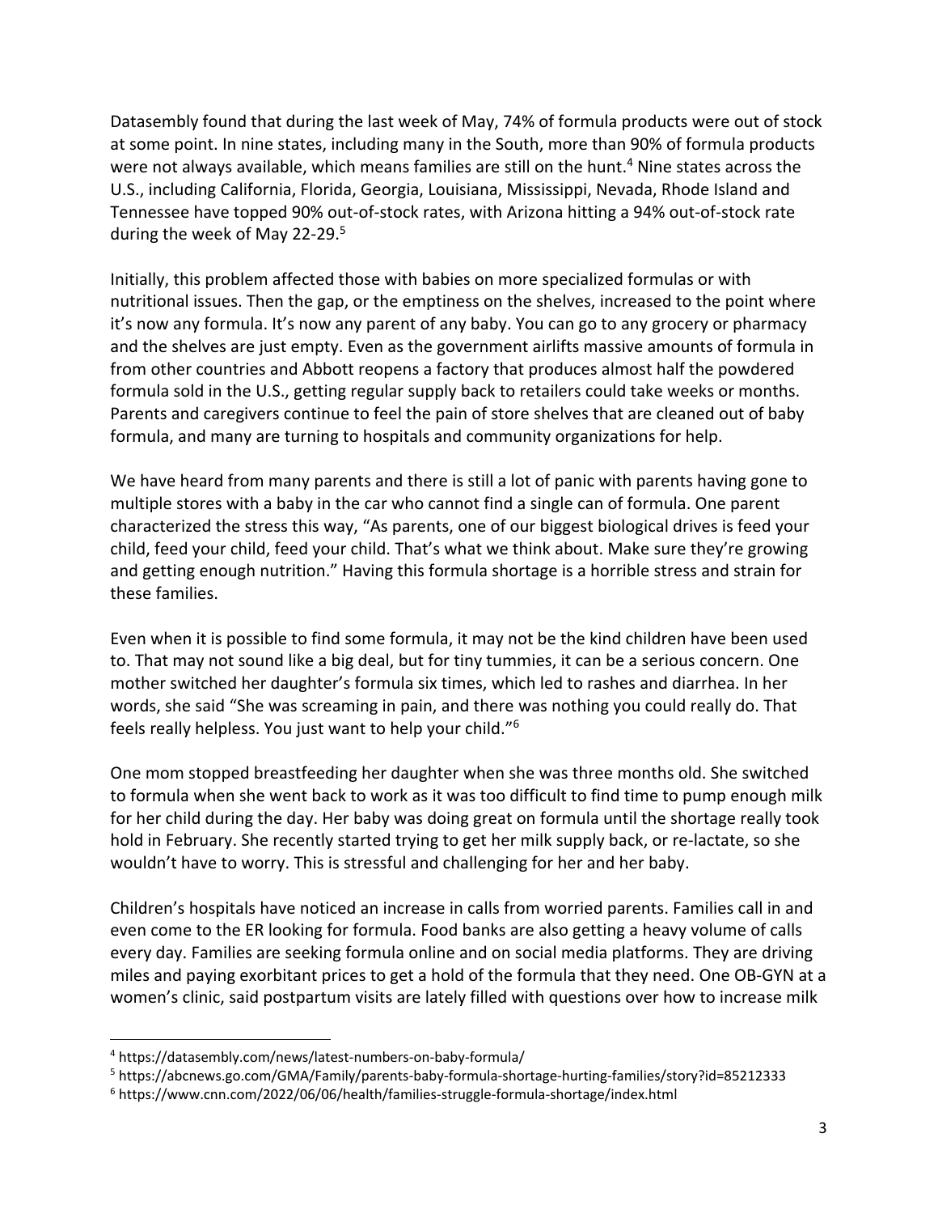Datasembly found that during the last week of May, 74% of formula products were out of stock at some point. In nine states, including many in the South, more than 90% of formula products were not always available, which means families are still on the hunt.[4] Nine states across the U.S., including California, Florida, Georgia, Louisiana, Mississippi, Nevada, Rhode Island and Tennessee have topped 90% out-of-stock rates, with Arizona hitting a 94% out-of-stock rate during the week of May 22-29.[5]

Initially, this problem affected those with babies on more specialized formulas or with nutritional issues. Then the gap, or the emptiness on the shelves, increased to the point where it's now any formula. It's now any parent of any baby. You can go to any grocery or pharmacy and the shelves are just empty. Even as the government airlifts massive amounts of formula in from other countries and Abbott reopens a factory that produces almost half the powdered formula sold in the U.S., getting regular supply back to retailers could take weeks or months. Parents and caregivers continue to feel the pain of store shelves that are cleaned out of baby formula, and many are turning to hospitals and community organizations for help.

We have heard from many parents and there is still a lot of panic with parents having gone to multiple stores with a baby in the car who cannot find a single can of formula. One parent characterized the stress this way, "As parents, one of our biggest biological drives is feed your child, feed your child, feed your child. That's what we think about. Make sure they're growing and getting enough nutrition." Having this formula shortage is a horrible stress and strain for these families.

Even when it is possible to find some formula, it may not be the kind children have been used to. That may not sound like a big deal, but for tiny tummies, it can be a serious concern. One mother switched her daughter's formula six times, which led to rashes and diarrhea. In her words, she said "She was screaming in pain, and there was nothing you could really do. That feels really helpless. You just want to help your child."[6]

One mom stopped breastfeeding her daughter when she was three months old. She switched to formula when she went back to work as it was too difficult to find time to pump enough milk for her child during the day. Her baby was doing great on formula until the shortage really took hold in February. She recently started trying to get her milk supply back, or re-lactate, so she wouldn't have to worry. This is stressful and challenging for her and her baby.

Children's hospitals have noticed an increase in calls from worried parents. Families call in and even come to the ER looking for formula. Food banks are also getting a heavy volume of calls every day. Families are seeking formula online and on social media platforms. They are driving miles and paying exorbitant prices to get a hold of the formula that they need. One OB-GYN at a women's clinic, said postpartum visits are lately filled with questions over how to increase milk

---

[4] https://datasembly.com/news/latest-numbers-on-baby-formula/

[5] https://abcnews.go.com/GMA/Family/parents-baby-formula-shortage-hurting-families/story?id=85212333

[6] https://www.cnn.com/2022/06/06/health/families-struggle-formula-shortage/index.html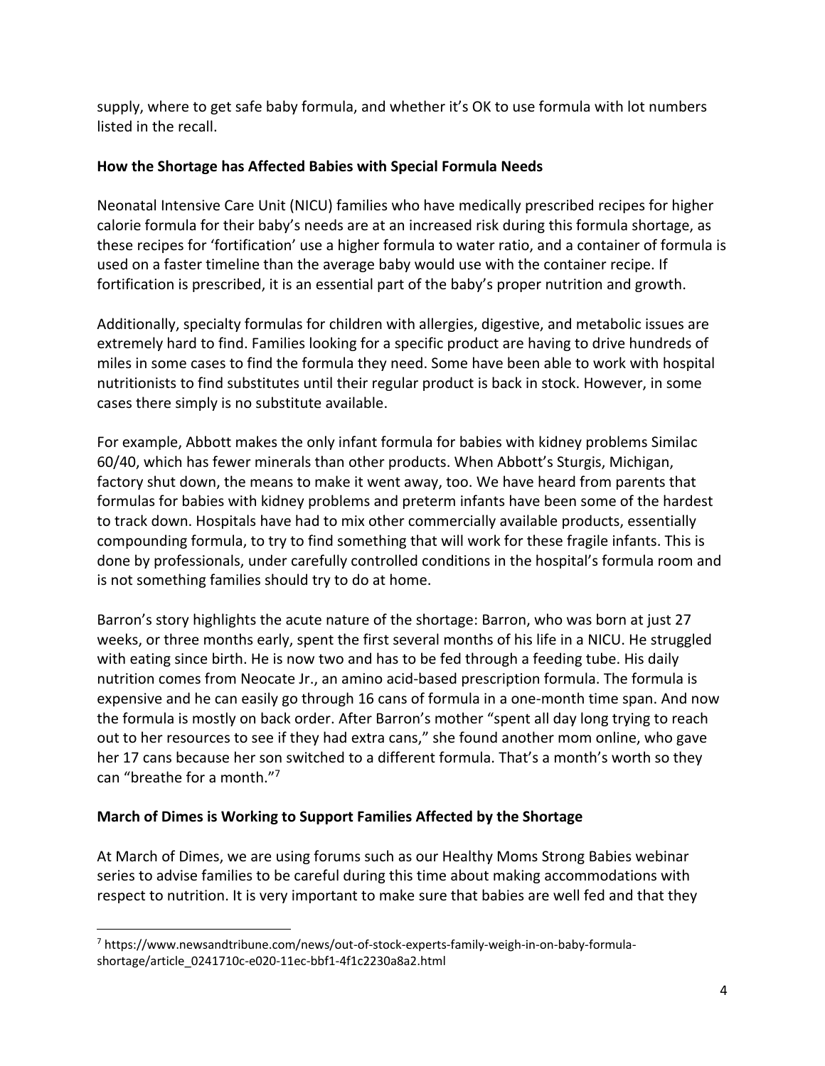supply, where to get safe baby formula, and whether it's OK to use formula with lot numbers listed in the recall.

**How the Shortage has Affected Babies with Special Formula Needs**

Neonatal Intensive Care Unit (NICU) families who have medically prescribed recipes for higher calorie formula for their baby's needs are at an increased risk during this formula shortage, as these recipes for 'fortification' use a higher formula to water ratio, and a container of formula is used on a faster timeline than the average baby would use with the container recipe. If fortification is prescribed, it is an essential part of the baby's proper nutrition and growth.

Additionally, specialty formulas for children with allergies, digestive, and metabolic issues are extremely hard to find. Families looking for a specific product are having to drive hundreds of miles in some cases to find the formula they need. Some have been able to work with hospital nutritionists to find substitutes until their regular product is back in stock. However, in some cases there simply is no substitute available.

For example, Abbott makes the only infant formula for babies with kidney problems Similac 60/40, which has fewer minerals than other products. When Abbott's Sturgis, Michigan, factory shut down, the means to make it went away, too. We have heard from parents that formulas for babies with kidney problems and preterm infants have been some of the hardest to track down. Hospitals have had to mix other commercially available products, essentially compounding formula, to try to find something that will work for these fragile infants. This is done by professionals, under carefully controlled conditions in the hospital's formula room and is not something families should try to do at home.

Barron's story highlights the acute nature of the shortage: Barron, who was born at just 27 weeks, or three months early, spent the first several months of his life in a NICU. He struggled with eating since birth. He is now two and has to be fed through a feeding tube. His daily nutrition comes from Neocate Jr., an amino acid-based prescription formula. The formula is expensive and he can easily go through 16 cans of formula in a one-month time span. And now the formula is mostly on back order. After Barron's mother "spent all day long trying to reach out to her resources to see if they had extra cans," she found another mom online, who gave her 17 cans because her son switched to a different formula. That's a month's worth so they can "breathe for a month."[7]

**March of Dimes is Working to Support Families Affected by the Shortage**

At March of Dimes, we are using forums such as our Healthy Moms Strong Babies webinar series to advise families to be careful during this time about making accommodations with respect to nutrition. It is very important to make sure that babies are well fed and that they

---

[7] https://www.newsandtribune.com/news/out-of-stock-experts-family-weigh-in-on-baby-formula-shortage/article_0241710c-e020-11ec-bbf1-4f1c2230a8a2.html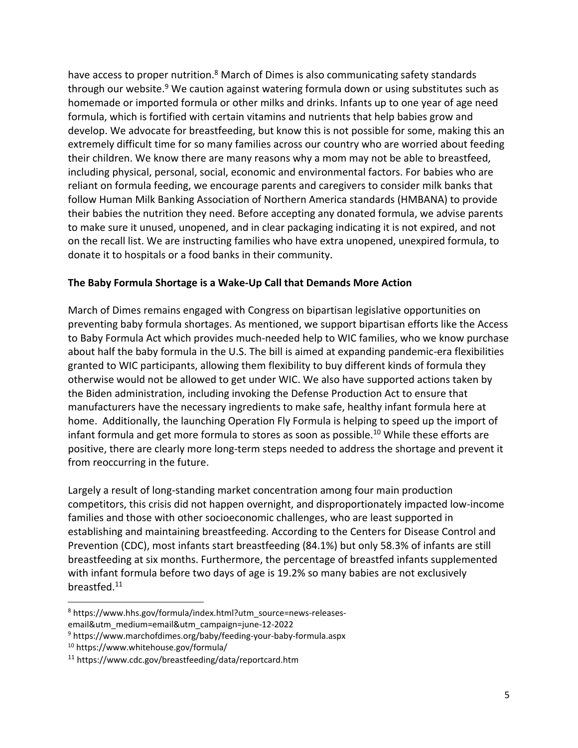have access to proper nutrition.[8] March of Dimes is also communicating safety standards through our website.[9] We caution against watering formula down or using substitutes such as homemade or imported formula or other milks and drinks. Infants up to one year of age need formula, which is fortified with certain vitamins and nutrients that help babies grow and develop. We advocate for breastfeeding, but know this is not possible for some, making this an extremely difficult time for so many families across our country who are worried about feeding their children. We know there are many reasons why a mom may not be able to breastfeed, including physical, personal, social, economic and environmental factors. For babies who are reliant on formula feeding, we encourage parents and caregivers to consider milk banks that follow Human Milk Banking Association of Northern America standards (HMBANA) to provide their babies the nutrition they need. Before accepting any donated formula, we advise parents to make sure it unused, unopened, and in clear packaging indicating it is not expired, and not on the recall list. We are instructing families who have extra unopened, unexpired formula, to donate it to hospitals or a food banks in their community.

**The Baby Formula Shortage is a Wake-Up Call that Demands More Action**

March of Dimes remains engaged with Congress on bipartisan legislative opportunities on preventing baby formula shortages. As mentioned, we support bipartisan efforts like the Access to Baby Formula Act which provides much-needed help to WIC families, who we know purchase about half the baby formula in the U.S. The bill is aimed at expanding pandemic-era flexibilities granted to WIC participants, allowing them flexibility to buy different kinds of formula they otherwise would not be allowed to get under WIC. We also have supported actions taken by the Biden administration, including invoking the Defense Production Act to ensure that manufacturers have the necessary ingredients to make safe, healthy infant formula here at home. Additionally, the launching Operation Fly Formula is helping to speed up the import of infant formula and get more formula to stores as soon as possible.[10] While these efforts are positive, there are clearly more long-term steps needed to address the shortage and prevent it from reoccurring in the future.

Largely a result of long-standing market concentration among four main production competitors, this crisis did not happen overnight, and disproportionately impacted low-income families and those with other socioeconomic challenges, who are least supported in establishing and maintaining breastfeeding. According to the Centers for Disease Control and Prevention (CDC), most infants start breastfeeding (84.1%) but only 58.3% of infants are still breastfeeding at six months. Furthermore, the percentage of breastfed infants supplemented with infant formula before two days of age is 19.2% so many babies are not exclusively breastfed.[11]

---

[8] https://www.hhs.gov/formula/index.html?utm_source=news-releases-email&utm_medium=email&utm_campaign=june-12-2022

[9] https://www.marchofdimes.org/baby/feeding-your-baby-formula.aspx

[10] https://www.whitehouse.gov/formula/

[11] https://www.cdc.gov/breastfeeding/data/reportcard.htm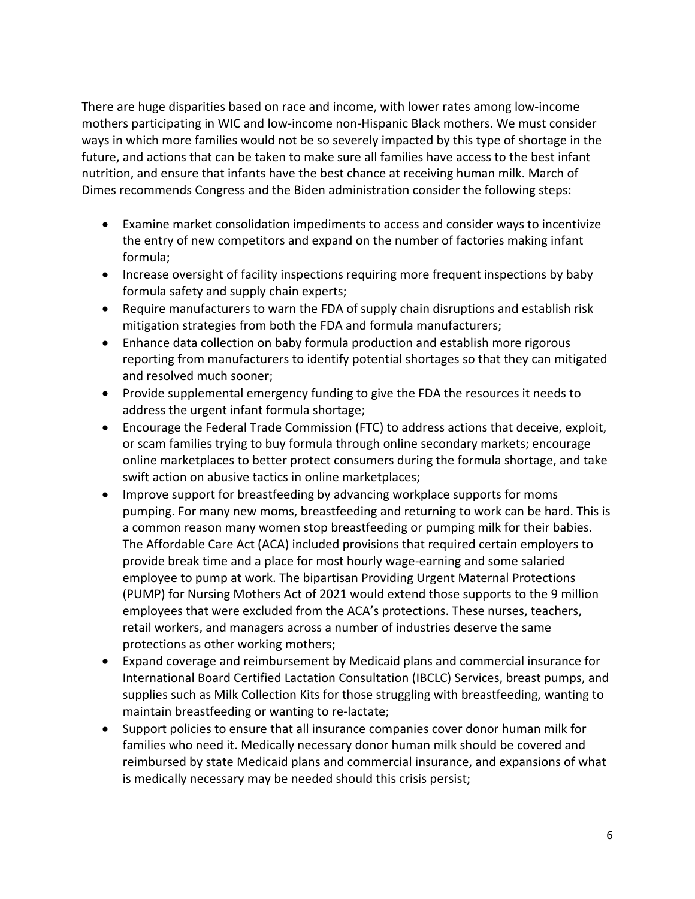There are huge disparities based on race and income, with lower rates among low-income mothers participating in WIC and low-income non-Hispanic Black mothers. We must consider ways in which more families would not be so severely impacted by this type of shortage in the future, and actions that can be taken to make sure all families have access to the best infant nutrition, and ensure that infants have the best chance at receiving human milk. March of Dimes recommends Congress and the Biden administration consider the following steps:

- Examine market consolidation impediments to access and consider ways to incentivize the entry of new competitors and expand on the number of factories making infant formula;
- Increase oversight of facility inspections requiring more frequent inspections by baby formula safety and supply chain experts;
- Require manufacturers to warn the FDA of supply chain disruptions and establish risk mitigation strategies from both the FDA and formula manufacturers;
- Enhance data collection on baby formula production and establish more rigorous reporting from manufacturers to identify potential shortages so that they can mitigated and resolved much sooner;
- Provide supplemental emergency funding to give the FDA the resources it needs to address the urgent infant formula shortage;
- Encourage the Federal Trade Commission (FTC) to address actions that deceive, exploit, or scam families trying to buy formula through online secondary markets; encourage online marketplaces to better protect consumers during the formula shortage, and take swift action on abusive tactics in online marketplaces;
- Improve support for breastfeeding by advancing workplace supports for moms pumping. For many new moms, breastfeeding and returning to work can be hard. This is a common reason many women stop breastfeeding or pumping milk for their babies. The Affordable Care Act (ACA) included provisions that required certain employers to provide break time and a place for most hourly wage-earning and some salaried employee to pump at work. The bipartisan Providing Urgent Maternal Protections (PUMP) for Nursing Mothers Act of 2021 would extend those supports to the 9 million employees that were excluded from the ACA's protections. These nurses, teachers, retail workers, and managers across a number of industries deserve the same protections as other working mothers;
- Expand coverage and reimbursement by Medicaid plans and commercial insurance for International Board Certified Lactation Consultation (IBCLC) Services, breast pumps, and supplies such as Milk Collection Kits for those struggling with breastfeeding, wanting to maintain breastfeeding or wanting to re-lactate;
- Support policies to ensure that all insurance companies cover donor human milk for families who need it. Medically necessary donor human milk should be covered and reimbursed by state Medicaid plans and commercial insurance, and expansions of what is medically necessary may be needed should this crisis persist;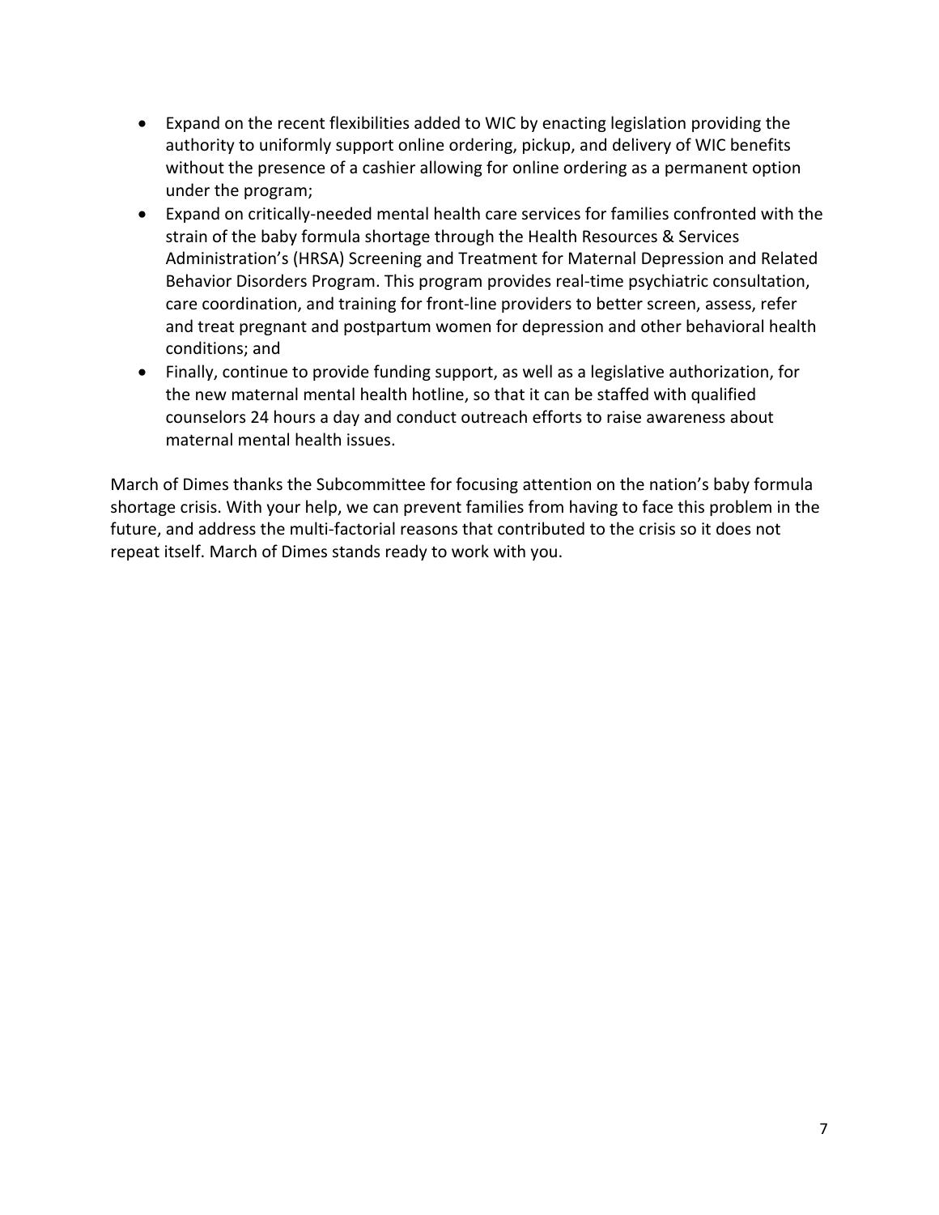- Expand on the recent flexibilities added to WIC by enacting legislation providing the authority to uniformly support online ordering, pickup, and delivery of WIC benefits without the presence of a cashier allowing for online ordering as a permanent option under the program;
- Expand on critically-needed mental health care services for families confronted with the strain of the baby formula shortage through the Health Resources & Services Administration's (HRSA) Screening and Treatment for Maternal Depression and Related Behavior Disorders Program. This program provides real-time psychiatric consultation, care coordination, and training for front-line providers to better screen, assess, refer and treat pregnant and postpartum women for depression and other behavioral health conditions; and
- Finally, continue to provide funding support, as well as a legislative authorization, for the new maternal mental health hotline, so that it can be staffed with qualified counselors 24 hours a day and conduct outreach efforts to raise awareness about maternal mental health issues.

March of Dimes thanks the Subcommittee for focusing attention on the nation's baby formula shortage crisis. With your help, we can prevent families from having to face this problem in the future, and address the multi-factorial reasons that contributed to the crisis so it does not repeat itself. March of Dimes stands ready to work with you.